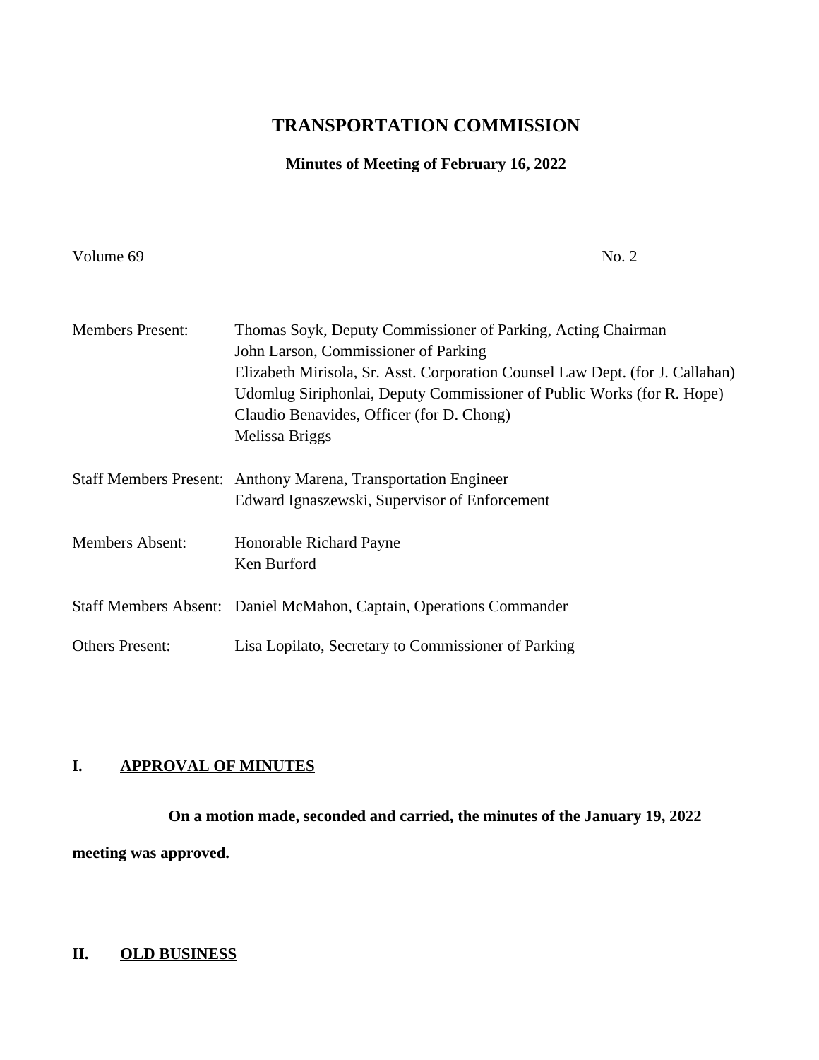# TRANSPORTATION COMMISSION

## Minutes of Meeting of February 16, 2022

Volume 69 No. 2

| | |
|---|---|
| Members Present: | Thomas Soyk, Deputy Commissioner of Parking, Acting Chairman<br>John Larson, Commissioner of Parking<br>Elizabeth Mirisola, Sr. Asst. Corporation Counsel Law Dept. (for J. Callahan)<br>Udomlug Siriphonlai, Deputy Commissioner of Public Works (for R. Hope)<br>Claudio Benavides, Officer (for D. Chong)<br>Melissa Briggs |
| Staff Members Present: | Anthony Marena, Transportation Engineer<br>Edward Ignaszewski, Supervisor of Enforcement |
| Members Absent: | Honorable Richard Payne<br>Ken Burford |
| Staff Members Absent: | Daniel McMahon, Captain, Operations Commander |
| Others Present: | Lisa Lopilato, Secretary to Commissioner of Parking |

## I. APPROVAL OF MINUTES

**On a motion made, seconded and carried, the minutes of the January 19, 2022 meeting was approved.**

## II. OLD BUSINESS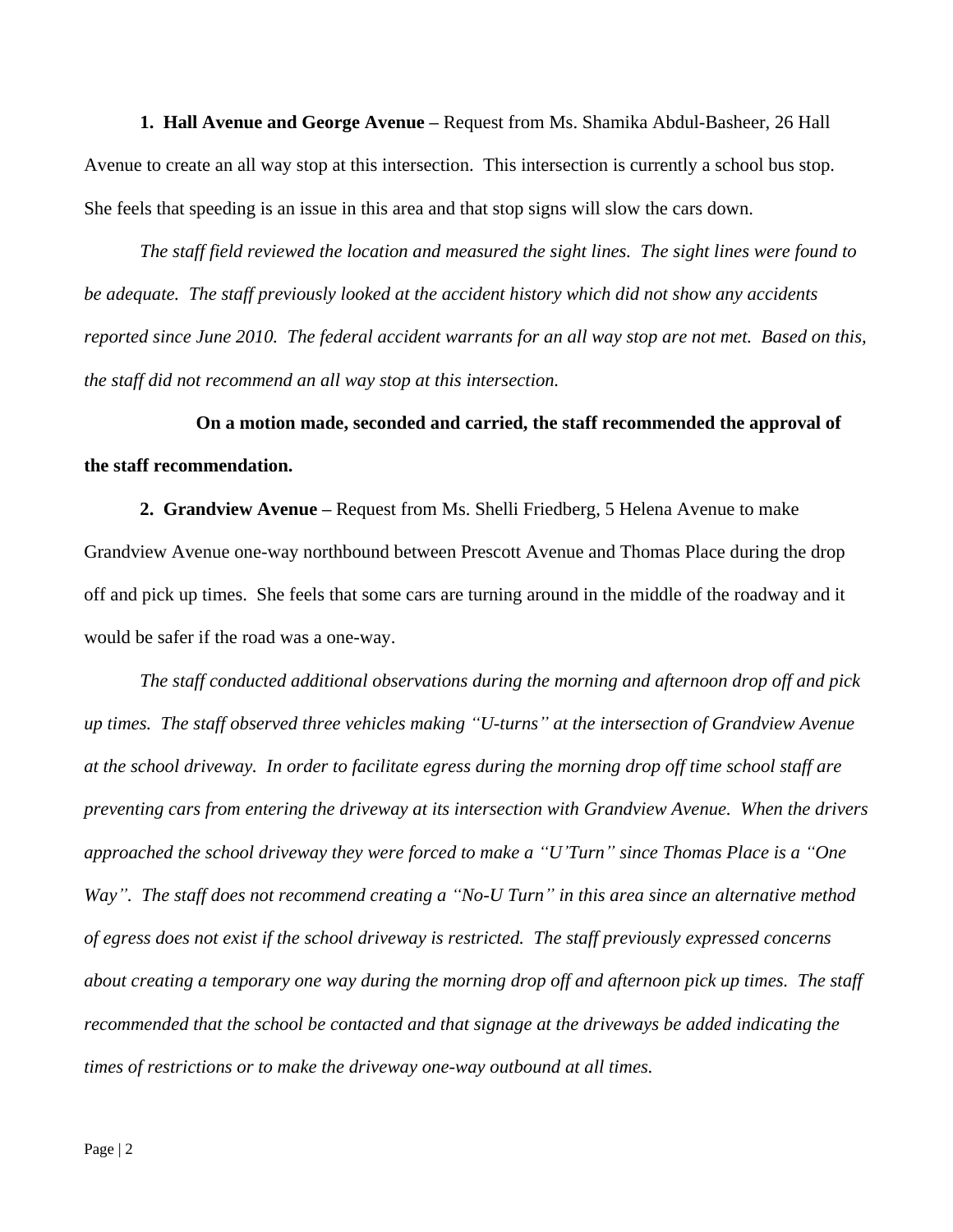**1. Hall Avenue and George Avenue –** Request from Ms. Shamika Abdul-Basheer, 26 Hall Avenue to create an all way stop at this intersection. This intersection is currently a school bus stop. She feels that speeding is an issue in this area and that stop signs will slow the cars down.

*The staff field reviewed the location and measured the sight lines. The sight lines were found to be adequate. The staff previously looked at the accident history which did not show any accidents reported since June 2010. The federal accident warrants for an all way stop are not met. Based on this, the staff did not recommend an all way stop at this intersection.*

**On a motion made, seconded and carried, the staff recommended the approval of the staff recommendation.**

**2. Grandview Avenue –** Request from Ms. Shelli Friedberg, 5 Helena Avenue to make Grandview Avenue one-way northbound between Prescott Avenue and Thomas Place during the drop off and pick up times. She feels that some cars are turning around in the middle of the roadway and it would be safer if the road was a one-way.

*The staff conducted additional observations during the morning and afternoon drop off and pick up times. The staff observed three vehicles making "U-turns" at the intersection of Grandview Avenue at the school driveway. In order to facilitate egress during the morning drop off time school staff are preventing cars from entering the driveway at its intersection with Grandview Avenue. When the drivers approached the school driveway they were forced to make a "U'Turn" since Thomas Place is a "One Way". The staff does not recommend creating a "No-U Turn" in this area since an alternative method of egress does not exist if the school driveway is restricted. The staff previously expressed concerns about creating a temporary one way during the morning drop off and afternoon pick up times. The staff recommended that the school be contacted and that signage at the driveways be added indicating the times of restrictions or to make the driveway one-way outbound at all times.*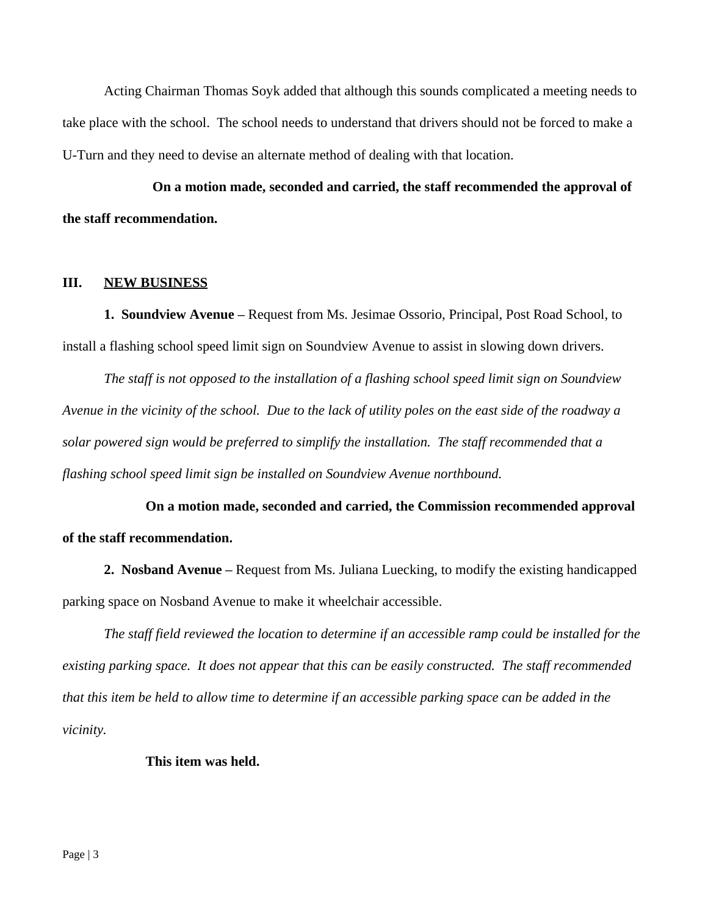Acting Chairman Thomas Soyk added that although this sounds complicated a meeting needs to take place with the school. The school needs to understand that drivers should not be forced to make a U-Turn and they need to devise an alternate method of dealing with that location.

**On a motion made, seconded and carried, the staff recommended the approval of the staff recommendation.**

## III. NEW BUSINESS

**1. Soundview Avenue –** Request from Ms. Jesimae Ossorio, Principal, Post Road School, to install a flashing school speed limit sign on Soundview Avenue to assist in slowing down drivers.

*The staff is not opposed to the installation of a flashing school speed limit sign on Soundview Avenue in the vicinity of the school. Due to the lack of utility poles on the east side of the roadway a solar powered sign would be preferred to simplify the installation. The staff recommended that a flashing school speed limit sign be installed on Soundview Avenue northbound.*

**On a motion made, seconded and carried, the Commission recommended approval of the staff recommendation.**

**2. Nosband Avenue –** Request from Ms. Juliana Luecking, to modify the existing handicapped parking space on Nosband Avenue to make it wheelchair accessible.

*The staff field reviewed the location to determine if an accessible ramp could be installed for the existing parking space. It does not appear that this can be easily constructed. The staff recommended that this item be held to allow time to determine if an accessible parking space can be added in the vicinity.*

**This item was held.**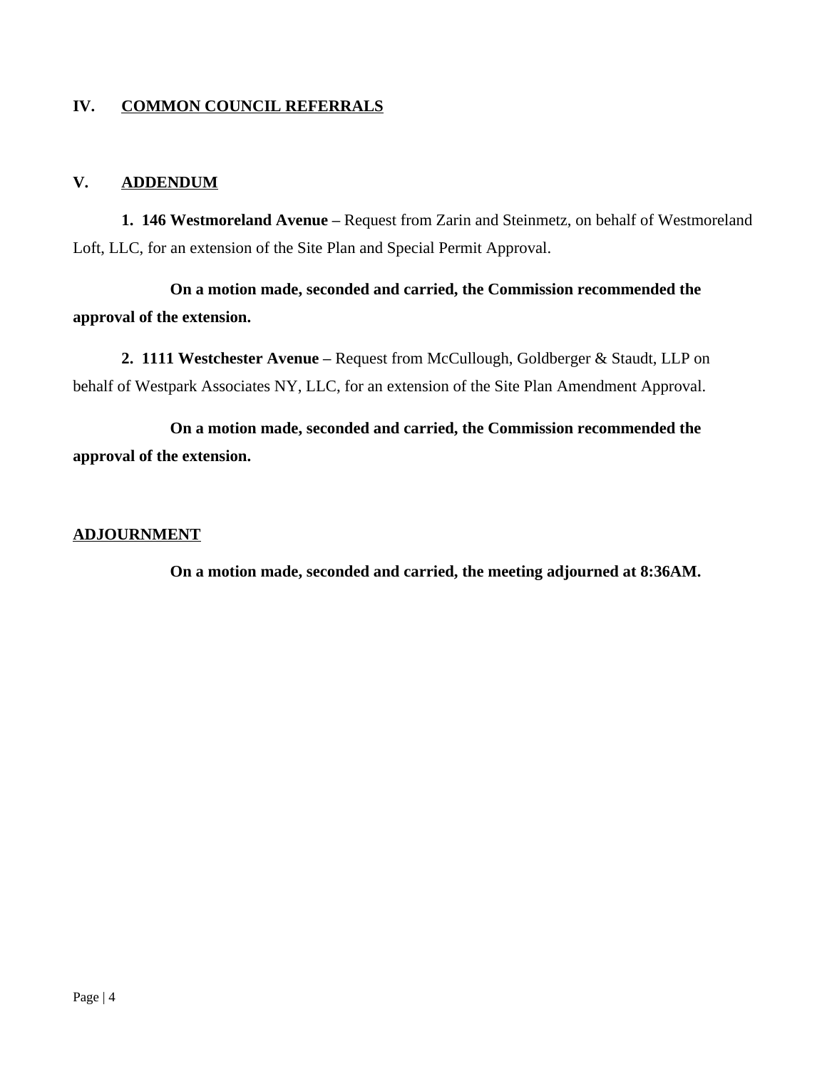## IV. COMMON COUNCIL REFERRALS

## V. ADDENDUM

**1. 146 Westmoreland Avenue –** Request from Zarin and Steinmetz, on behalf of Westmoreland Loft, LLC, for an extension of the Site Plan and Special Permit Approval.

**On a motion made, seconded and carried, the Commission recommended the approval of the extension.**

**2. 1111 Westchester Avenue –** Request from McCullough, Goldberger & Staudt, LLP on behalf of Westpark Associates NY, LLC, for an extension of the Site Plan Amendment Approval.

**On a motion made, seconded and carried, the Commission recommended the approval of the extension.**

## ADJOURNMENT

**On a motion made, seconded and carried, the meeting adjourned at 8:36AM.**